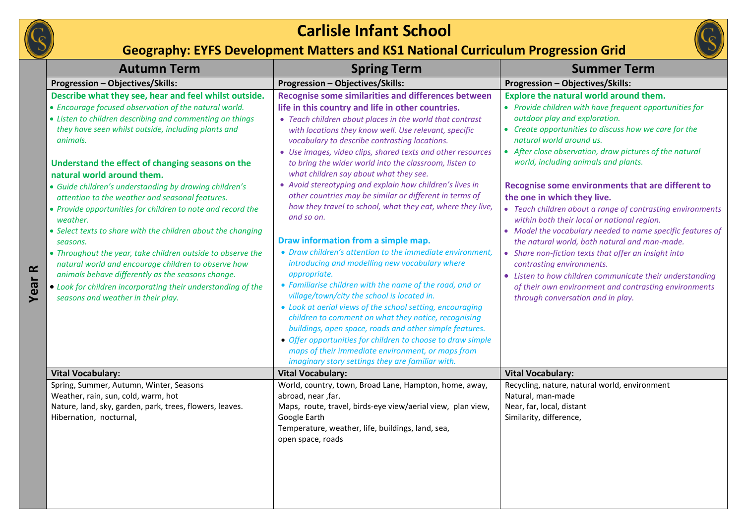# Carlisle Infant School

## Geography: EYFS Development Matters and KS1 National Curriculum Progression Grid

| Year R | Autumn Term | Spring Term | Summer Term |
|---|---|---|---|
| | **Progression – Objectives/Skills:** | **Progression – Objectives/Skills:** | **Progression – Objectives/Skills:** |
| | **Describe what they see, hear and feel whilst outside.**<br>• *Encourage focused observation of the natural world.*<br>• *Listen to children describing and commenting on things they have seen whilst outside, including plants and animals.*<br><br>**Understand the effect of changing seasons on the natural world around them.**<br>• *Guide children's understanding by drawing children's attention to the weather and seasonal features.*<br>• *Provide opportunities for children to note and record the weather.*<br>• *Select texts to share with the children about the changing seasons.*<br>• *Throughout the year, take children outside to observe the natural world and encourage children to observe how animals behave differently as the seasons change.*<br>• *Look for children incorporating their understanding of the seasons and weather in their play.* | **Recognise some similarities and differences between life in this country and life in other countries.**<br>• *Teach children about places in the world that contrast with locations they know well. Use relevant, specific vocabulary to describe contrasting locations.*<br>• *Use images, video clips, shared texts and other resources to bring the wider world into the classroom, listen to what children say about what they see.*<br>• *Avoid stereotyping and explain how children's lives in other countries may be similar or different in terms of how they travel to school, what they eat, where they live, and so on.*<br><br>**Draw information from a simple map.**<br>• *Draw children's attention to the immediate environment, introducing and modelling new vocabulary where appropriate.*<br>• *Familiarise children with the name of the road, and or village/town/city the school is located in.*<br>• *Look at aerial views of the school setting, encouraging children to comment on what they notice, recognising buildings, open space, roads and other simple features.*<br>• *Offer opportunities for children to choose to draw simple maps of their immediate environment, or maps from imaginary story settings they are familiar with.* | **Explore the natural world around them.**<br>• *Provide children with have frequent opportunities for outdoor play and exploration.*<br>• *Create opportunities to discuss how we care for the natural world around us.*<br>• *After close observation, draw pictures of the natural world, including animals and plants.*<br><br>**Recognise some environments that are different to the one in which they live.**<br>• *Teach children about a range of contrasting environments within both their local or national region.*<br>• *Model the vocabulary needed to name specific features of the natural world, both natural and man-made.*<br>• *Share non-fiction texts that offer an insight into contrasting environments.*<br>• *Listen to how children communicate their understanding of their own environment and contrasting environments through conversation and in play.* |
| | **Vital Vocabulary:** | **Vital Vocabulary:** | **Vital Vocabulary:** |
| | Spring, Summer, Autumn, Winter, Seasons<br>Weather, rain, sun, cold, warm, hot<br>Nature, land, sky, garden, park, trees, flowers, leaves.<br>Hibernation, nocturnal, | World, country, town, Broad Lane, Hampton, home, away, abroad, near ,far.<br>Maps, route, travel, birds-eye view/aerial view, plan view, Google Earth<br>Temperature, weather, life, buildings, land, sea, open space, roads | Recycling, nature, natural world, environment<br>Natural, man-made<br>Near, far, local, distant<br>Similarity, difference, |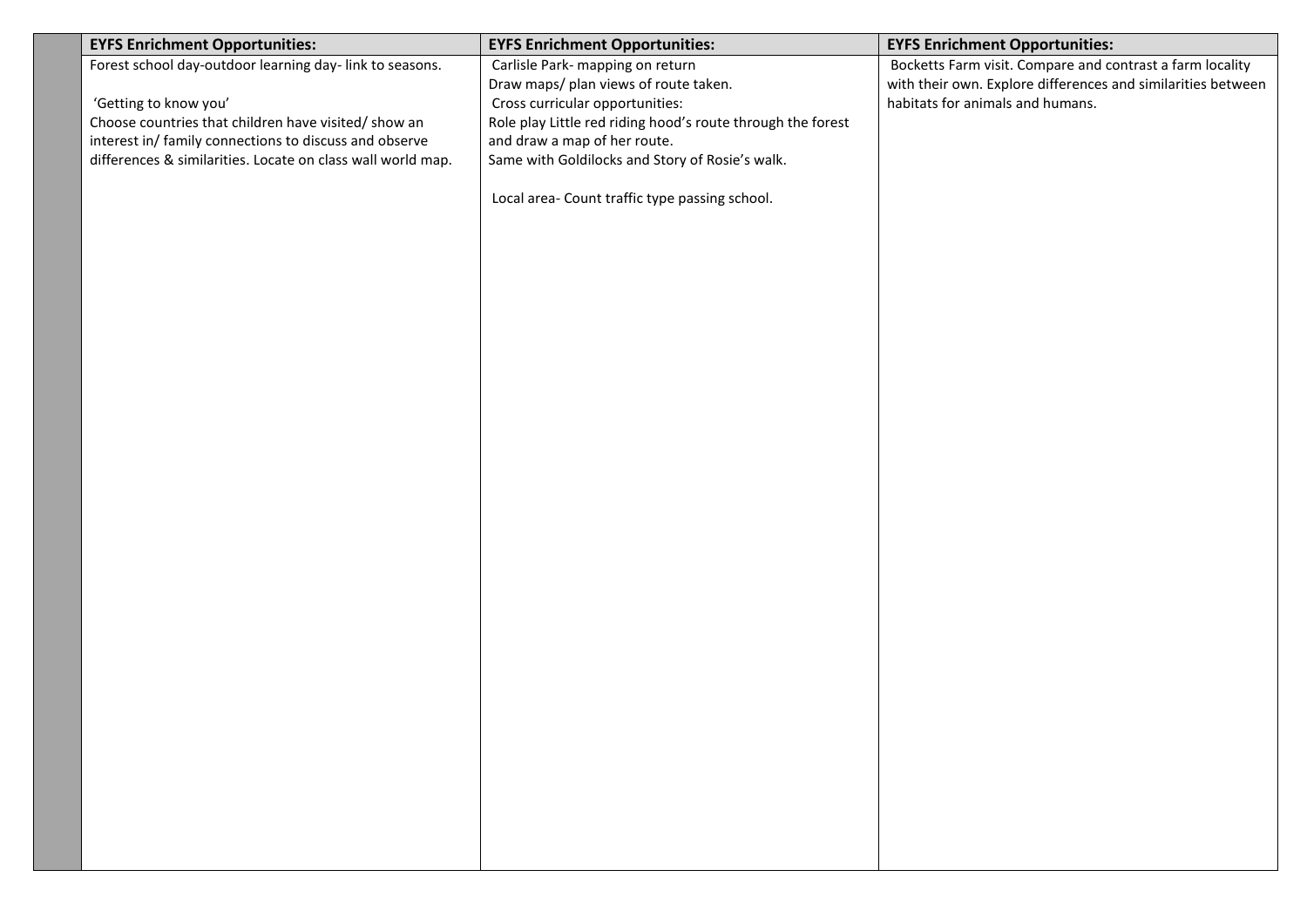| | EYFS Enrichment Opportunities: | EYFS Enrichment Opportunities: | EYFS Enrichment Opportunities: |
|---|---|---|---|
| | Forest school day-outdoor learning day- link to seasons.<br><br>'Getting to know you'<br>Choose countries that children have visited/ show an interest in/ family connections to discuss and observe differences & similarities. Locate on class wall world map. | Carlisle Park- mapping on return<br>Draw maps/ plan views of route taken.<br>Cross curricular opportunities:<br>Role play Little red riding hood's route through the forest and draw a map of her route.<br>Same with Goldilocks and Story of Rosie's walk.<br><br>Local area- Count traffic type passing school. | Bocketts Farm visit. Compare and contrast a farm locality with their own. Explore differences and similarities between habitats for animals and humans. |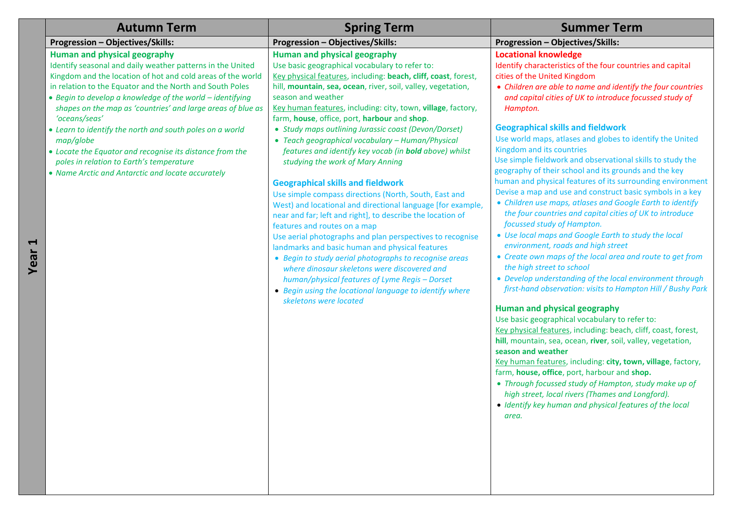| Year 1 | Autumn Term | Spring Term | Summer Term |
|---|---|---|---|
| | **Progression – Objectives/Skills:** | **Progression – Objectives/Skills:** | **Progression – Objectives/Skills:** |
| | **Human and physical geography**<br>Identify seasonal and daily weather patterns in the United Kingdom and the location of hot and cold areas of the world in relation to the Equator and the North and South Poles<br>• *Begin to develop a knowledge of the world – identifying shapes on the map as 'countries' and large areas of blue as 'oceans/seas'*<br>• *Learn to identify the north and south poles on a world map/globe*<br>• *Locate the Equator and recognise its distance from the poles in relation to Earth's temperature*<br>• *Name Arctic and Antarctic and locate accurately* | **Human and physical geography**<br>Use basic geographical vocabulary to refer to:<br>Key physical features, including: **beach, cliff, coast**, forest, hill, **mountain**, **sea, ocean**, river, soil, valley, vegetation, season and weather<br>Key human features, including: city, town, **village**, factory, farm, **house**, office, port, **harbour** and **shop**.<br>• *Study maps outlining Jurassic coast (Devon/Dorset)*<br>• *Teach geographical vocabulary – Human/Physical features and identify key vocab (in **bold** above) whilst studying the work of Mary Anning*<br><br>**Geographical skills and fieldwork**<br>Use simple compass directions (North, South, East and West) and locational and directional language [for example, near and far; left and right], to describe the location of features and routes on a map<br>Use aerial photographs and plan perspectives to recognise landmarks and basic human and physical features<br>• *Begin to study aerial photographs to recognise areas where dinosaur skeletons were discovered and human/physical features of Lyme Regis – Dorset*<br>• *Begin using the locational language to identify where skeletons were located* | **Locational knowledge**<br>Identify characteristics of the four countries and capital cities of the United Kingdom<br>• *Children are able to name and identify the four countries and capital cities of UK to introduce focussed study of Hampton.*<br><br>**Geographical skills and fieldwork**<br>Use world maps, atlases and globes to identify the United Kingdom and its countries<br>Use simple fieldwork and observational skills to study the geography of their school and its grounds and the key human and physical features of its surrounding environment<br>Devise a map and use and construct basic symbols in a key<br>• *Children use maps, atlases and Google Earth to identify the four countries and capital cities of UK to introduce focussed study of Hampton.*<br>• *Use local maps and Google Earth to study the local environment, roads and high street*<br>• *Create own maps of the local area and route to get from the high street to school*<br>• *Develop understanding of the local environment through first-hand observation: visits to Hampton Hill / Bushy Park*<br><br>**Human and physical geography**<br>Use basic geographical vocabulary to refer to:<br>Key physical features, including: beach, cliff, coast, forest, **hill**, mountain, sea, ocean, **river**, soil, valley, vegetation, **season and weather**<br>Key human features, including: **city, town, village**, factory, farm, **house, office**, port, harbour and **shop.**<br>• *Through focussed study of Hampton, study make up of high street, local rivers (Thames and Longford).*<br>• *Identify key human and physical features of the local area.* |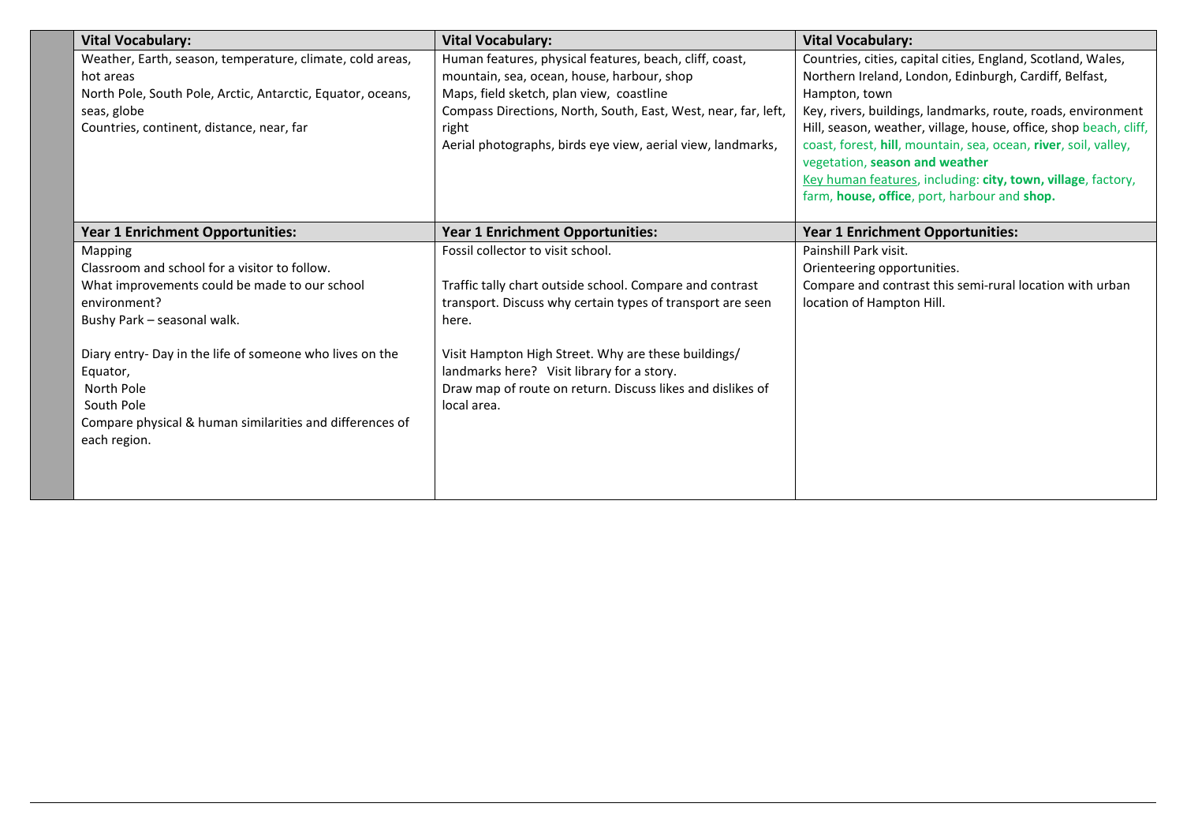| Vital Vocabulary: | Vital Vocabulary: | Vital Vocabulary: |
|---|---|---|
| Weather, Earth, season, temperature, climate, cold areas, hot areas<br>North Pole, South Pole, Arctic, Antarctic, Equator, oceans, seas, globe<br>Countries, continent, distance, near, far | Human features, physical features, beach, cliff, coast, mountain, sea, ocean, house, harbour, shop<br>Maps, field sketch, plan view, coastline<br>Compass Directions, North, South, East, West, near, far, left, right<br>Aerial photographs, birds eye view, aerial view, landmarks, | Countries, cities, capital cities, England, Scotland, Wales, Northern Ireland, London, Edinburgh, Cardiff, Belfast, Hampton, town<br>Key, rivers, buildings, landmarks, route, roads, environment<br>Hill, season, weather, village, house, office, shop beach, cliff, coast, forest, **hill**, mountain, sea, ocean, **river**, soil, valley, vegetation, **season and weather**<br>Key human features, including: **city, town, village**, factory, farm, **house, office**, port, harbour and **shop.** |
| **Year 1 Enrichment Opportunities:** | **Year 1 Enrichment Opportunities:** | **Year 1 Enrichment Opportunities:** |
| Mapping<br>Classroom and school for a visitor to follow.<br>What improvements could be made to our school environment?<br>Bushy Park – seasonal walk.<br><br>Diary entry- Day in the life of someone who lives on the Equator,<br>North Pole<br>South Pole<br>Compare physical & human similarities and differences of each region. | Fossil collector to visit school.<br><br>Traffic tally chart outside school. Compare and contrast transport. Discuss why certain types of transport are seen here.<br><br>Visit Hampton High Street. Why are these buildings/ landmarks here? Visit library for a story.<br>Draw map of route on return. Discuss likes and dislikes of local area. | Painshill Park visit.<br>Orienteering opportunities.<br>Compare and contrast this semi-rural location with urban location of Hampton Hill. |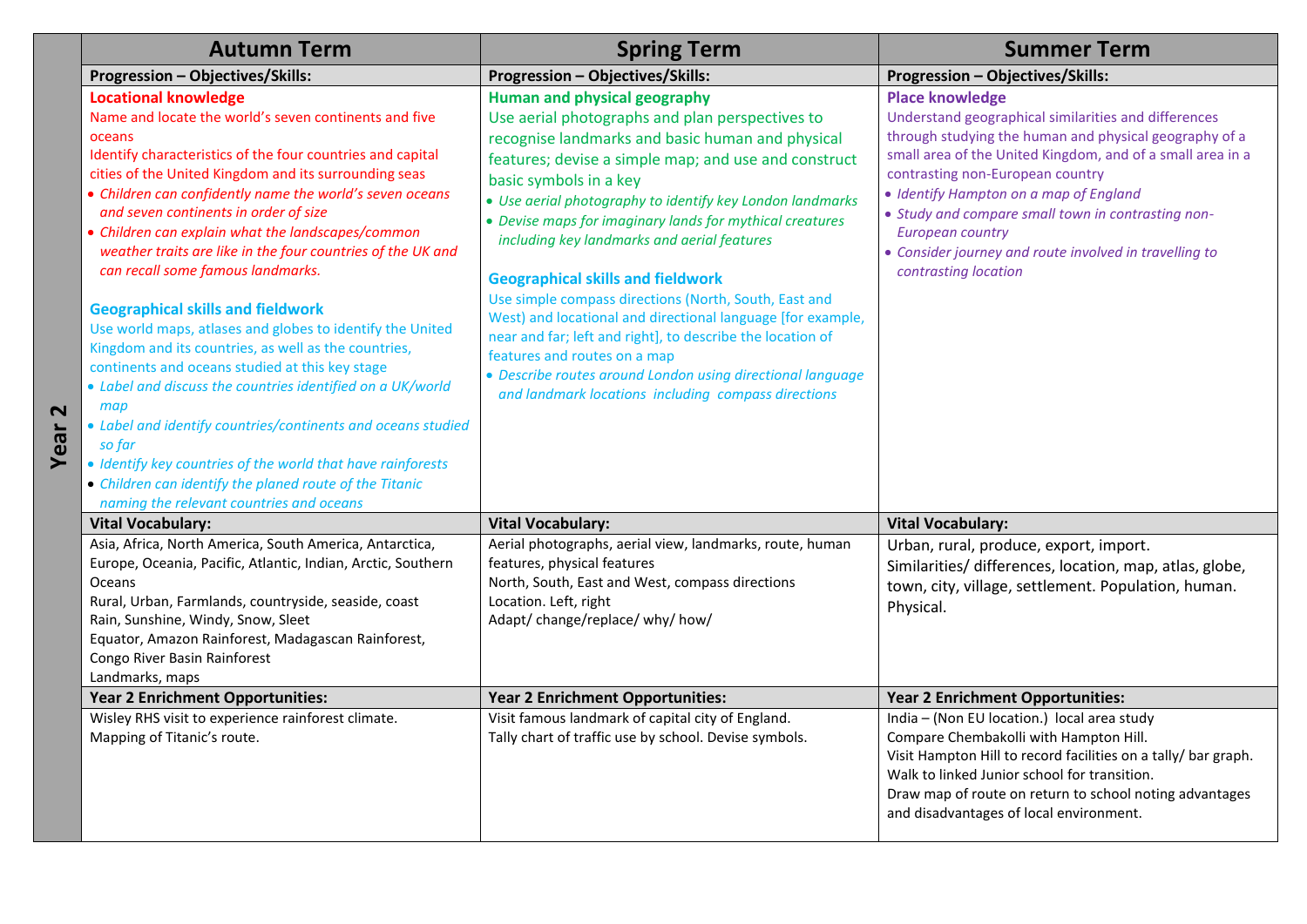| Year 2 | Autumn Term | Spring Term | Summer Term |
|---|---|---|---|
| | **Progression – Objectives/Skills:** | **Progression – Objectives/Skills:** | **Progression – Objectives/Skills:** |
| | **Locational knowledge**<br>Name and locate the world's seven continents and five oceans<br>Identify characteristics of the four countries and capital cities of the United Kingdom and its surrounding seas<br>• *Children can confidently name the world's seven oceans and seven continents in order of size*<br>• *Children can explain what the landscapes/common weather traits are like in the four countries of the UK and can recall some famous landmarks.*<br><br>**Geographical skills and fieldwork**<br>Use world maps, atlases and globes to identify the United Kingdom and its countries, as well as the countries, continents and oceans studied at this key stage<br>• *Label and discuss the countries identified on a UK/world map*<br>• *Label and identify countries/continents and oceans studied so far*<br>• *Identify key countries of the world that have rainforests*<br>• *Children can identify the planed route of the Titanic naming the relevant countries and oceans* | **Human and physical geography**<br>Use aerial photographs and plan perspectives to recognise landmarks and basic human and physical features; devise a simple map; and use and construct basic symbols in a key<br>• *Use aerial photography to identify key London landmarks*<br>• *Devise maps for imaginary lands for mythical creatures including key landmarks and aerial features*<br><br>**Geographical skills and fieldwork**<br>Use simple compass directions (North, South, East and West) and locational and directional language [for example, near and far; left and right], to describe the location of features and routes on a map<br>• *Describe routes around London using directional language and landmark locations including compass directions* | **Place knowledge**<br>Understand geographical similarities and differences through studying the human and physical geography of a small area of the United Kingdom, and of a small area in a contrasting non-European country<br>• *Identify Hampton on a map of England*<br>• *Study and compare small town in contrasting non-European country*<br>• *Consider journey and route involved in travelling to contrasting location* |
| | **Vital Vocabulary:** | **Vital Vocabulary:** | **Vital Vocabulary:** |
| | Asia, Africa, North America, South America, Antarctica, Europe, Oceania, Pacific, Atlantic, Indian, Arctic, Southern Oceans<br>Rural, Urban, Farmlands, countryside, seaside, coast<br>Rain, Sunshine, Windy, Snow, Sleet<br>Equator, Amazon Rainforest, Madagascan Rainforest, Congo River Basin Rainforest<br>Landmarks, maps | Aerial photographs, aerial view, landmarks, route, human features, physical features<br>North, South, East and West, compass directions<br>Location. Left, right<br>Adapt/ change/replace/ why/ how/ | Urban, rural, produce, export, import.<br>Similarities/ differences, location, map, atlas, globe, town, city, village, settlement. Population, human. Physical. |
| | **Year 2 Enrichment Opportunities:** | **Year 2 Enrichment Opportunities:** | **Year 2 Enrichment Opportunities:** |
| | Wisley RHS visit to experience rainforest climate.<br>Mapping of Titanic's route. | Visit famous landmark of capital city of England.<br>Tally chart of traffic use by school. Devise symbols. | India – (Non EU location.) local area study<br>Compare Chembakolli with Hampton Hill.<br>Visit Hampton Hill to record facilities on a tally/ bar graph.<br>Walk to linked Junior school for transition.<br>Draw map of route on return to school noting advantages and disadvantages of local environment. |